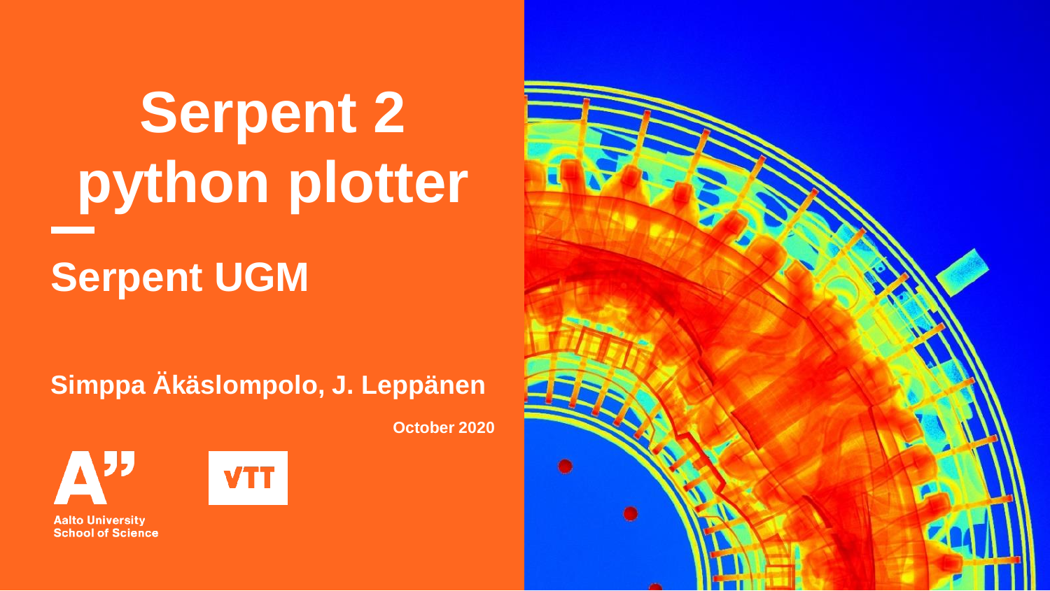# Serpent 2 python plotter

## Serpent UGM

**Simppa Äkäslompolo, J. Leppänen**

**October 2020**

Aalto University
School of Science

VTT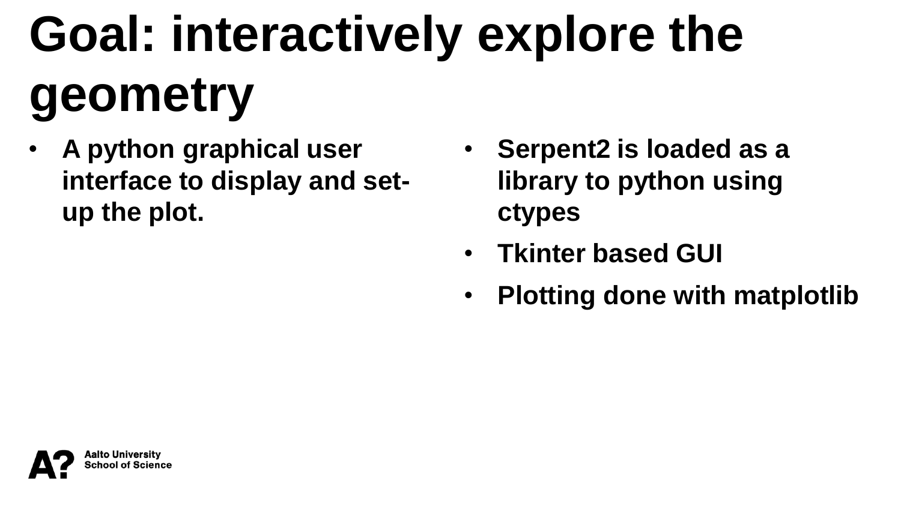# Goal: interactively explore the geometry

- **A python graphical user interface to display and set-up the plot.**

- **Serpent2 is loaded as a library to python using ctypes**
- **Tkinter based GUI**
- **Plotting done with matplotlib**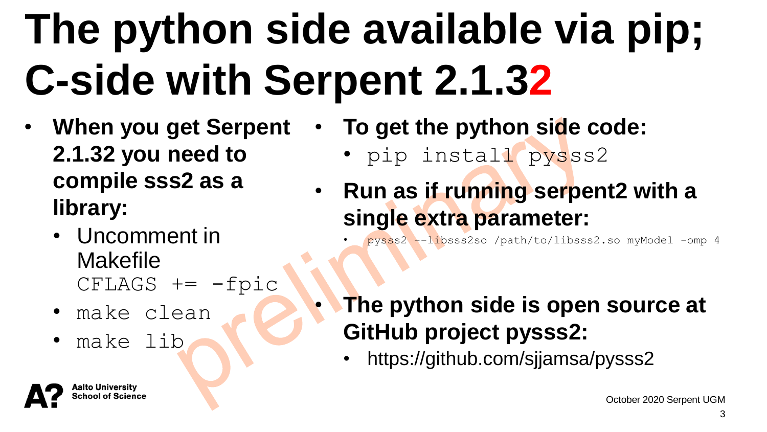# The python side available via pip; C-side with Serpent 2.1.32

- **When you get Serpent 2.1.32 you need to compile sss2 as a library:**
  - Uncomment in Makefile `CFLAGS += -fpic`
  - `make clean`
  - `make lib`

- **To get the python side code:**
  - `pip install pysss2`
- **Run as if running serpent2 with a single extra parameter:**
  - `pysss2 --libsss2so /path/to/libsss2.so myModel -omp 4`

- **The python side is open source at GitHub project pysss2:**
  - https://github.com/sjjamsa/pysss2

preliminary

Aalto University School of Science

October 2020 Serpent UGM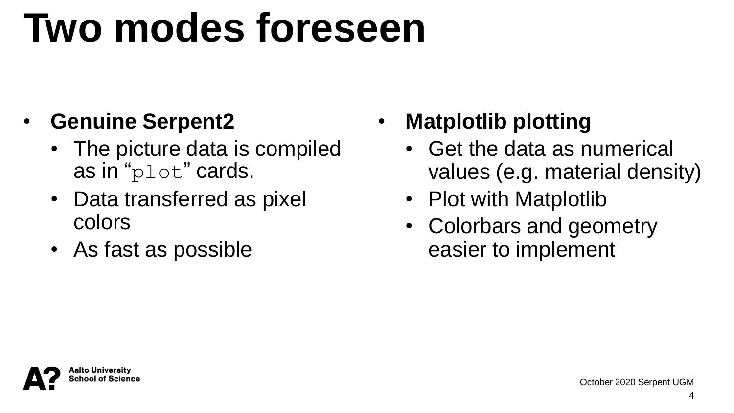# Two modes foreseen

- **Genuine Serpent2**
  - The picture data is compiled as in "`plot`" cards.
  - Data transferred as pixel colors
  - As fast as possible

- **Matplotlib plotting**
  - Get the data as numerical values (e.g. material density)
  - Plot with Matplotlib
  - Colorbars and geometry easier to implement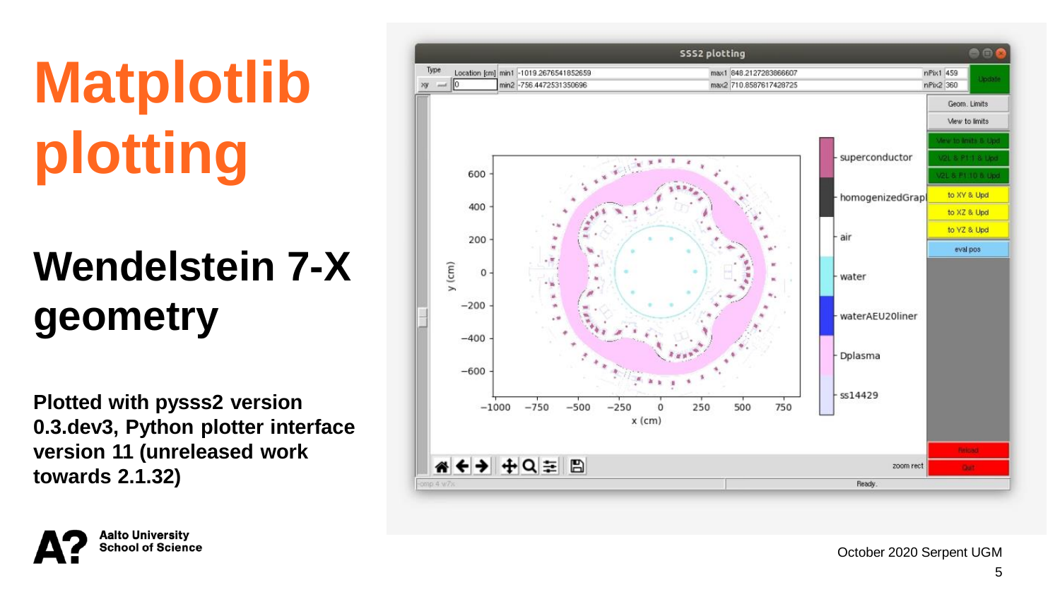# Matplotlib plotting

## Wendelstein 7-X geometry

**Plotted with pysss2 version 0.3.dev3, Python plotter interface version 11 (unreleased work towards 2.1.32)**

SSS2 plotting

Type | Location [cm] | min1 -1019.2676541852659 | max1 848.2127283866607 | nPix1 459 | Update

xy | 0 | min2 -756.4472531350696 | max2 710.8587617428725 | nPix2 360

Geom. Limits

View to limits

View to limits & Upd

V2L & P1:1 & Upd

V2L & P1:10 & Upd

to XY & Upd

to XZ & Upd

to YZ & Upd

eval pos

Reload

Quit

600

400

200

0

−200

−400

−600

y (cm)

−1000 −750 −500 −250 0 250 500 750

x (cm)

superconductor

homogenizedGrapl

air

water

waterAEU20liner

Dplasma

ss14429

zoom rect

Ready.

Aalto University
School of Science

October 2020 Serpent UGM